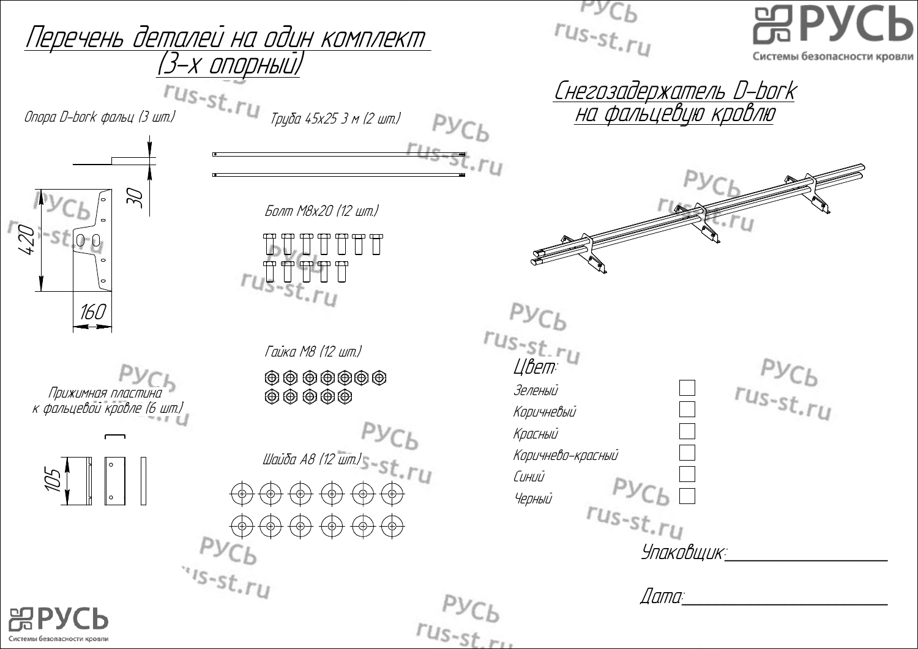# Перечень деталей на один комплект (3-х опорный)

## Снегозадержатель D-bork на фальцевую кровлю

Опора D-bork фальц (3 шт.)

30

420

160

Труба 45х25 3 м (2 шт.)

Болт М8х20 (12 шт.)

Гайка М8 (12 шт.)

Прижимная пластина к фальцевой кровле (6 шт.)

105

Шайба А8 (12 шт.)

**Цвет:**

| | |
|---|---|
| Зеленый | ☐ |
| Коричневый | ☐ |
| Красный | ☐ |
| Коричнево-красный | ☐ |
| Синий | ☐ |
| Черный | ☐ |

Упаковщик:____________________

Дата:____________________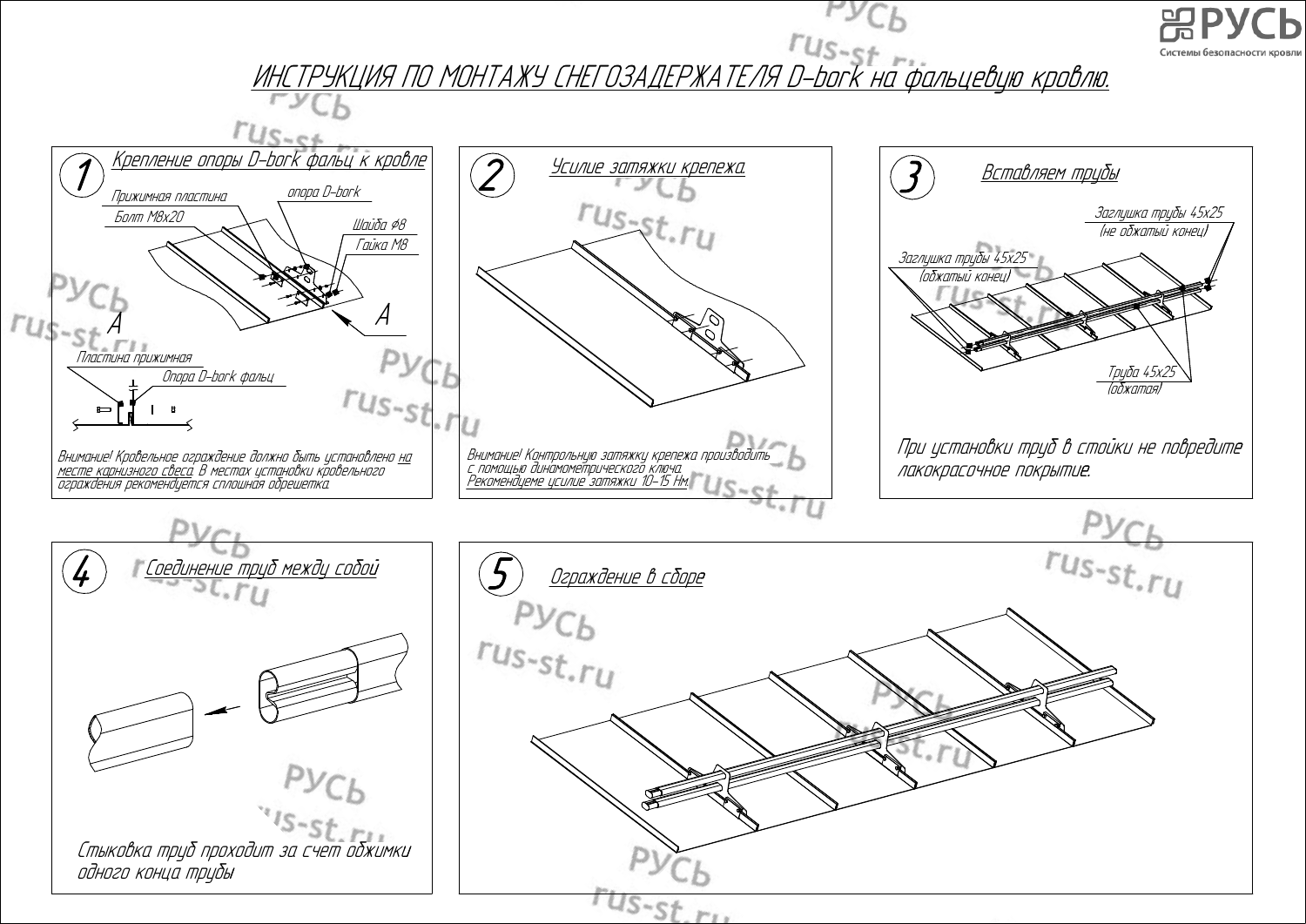# ИНСТРУКЦИЯ ПО МОНТАЖУ СНЕГОЗАДЕРЖАТЕЛЯ D-bork на фальцевую кровлю.

## 1 Крепление опоры D-bork фальц к кровле

Прижимная пластина

опора D-bork

Болт М8х20

Шайба ф8

Гайка М8

А

А

Пластина прижимная

Опора D-bork фальц

Внимание! Кровельное ограждение должно быть установлено на месте карнизного свеса. В местах установки кровельного ограждения рекомендуется сплошная обрешетка.

## 2 Усилие затяжки крепежа.

Внимание! Контрольную затяжку крепежа производить с помощью динамометрического ключа. Рекомендуеме усилие затяжки 10-15 Нм.

## 3 Вставляем трубы

Заглушка трубы 45х25 (не обжатый конец)

Заглушка трубы 45х25 (обжатый конец)

Труба 45х25 (обжатая)

При установки труб в стойки не повредите лакокрасочное покрытие.

## 4 Соединение труб между собой

Стыковка труб проходит за счет обжимки одного конца трубы

## 5 Ограждение в сборе